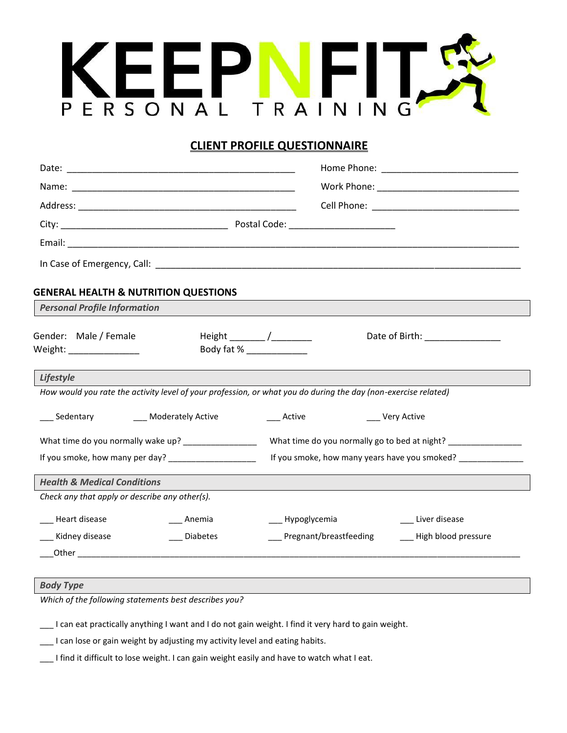# KEEPNFIT

PERSONAL TRAINING

## CLIENT PROFILE QUESTIONNAIRE

Date: _______________________________________________

Home Phone: ___________________________

Name: _______________________________________________

Work Phone: ___________________________

Address: _____________________________________________

Cell Phone: ____________________________

City: __________________________________ Postal Code: ______________________

Email: ___________________________________________________________________________________________

In Case of Emergency, Call: ___________________________________________________________________________

### GENERAL HEALTH & NUTRITION QUESTIONS

***Personal Profile Information***

Gender: Male / Female

Height _______ /________

Date of Birth: _______________

Weight: ______________

Body fat % ____________

***Lifestyle***

*How would you rate the activity level of your profession, or what you do during the day (non-exercise related)*

___ Sedentary ___ Moderately Active ___ Active ___ Very Active

What time do you normally wake up? ________________

What time do you normally go to bed at night? ________________

If you smoke, how many per day? ___________________

If you smoke, how many years have you smoked? ______________

***Health & Medical Conditions***

*Check any that apply or describe any other(s).*

___ Heart disease ___ Anemia ___ Hypoglycemia ___ Liver disease

___ Kidney disease ___ Diabetes ___ Pregnant/breastfeeding ___ High blood pressure

___Other ____________________________________________________________________________________________

***Body Type***

*Which of the following statements best describes you?*

___ I can eat practically anything I want and I do not gain weight. I find it very hard to gain weight.

___ I can lose or gain weight by adjusting my activity level and eating habits.

___ I find it difficult to lose weight. I can gain weight easily and have to watch what I eat.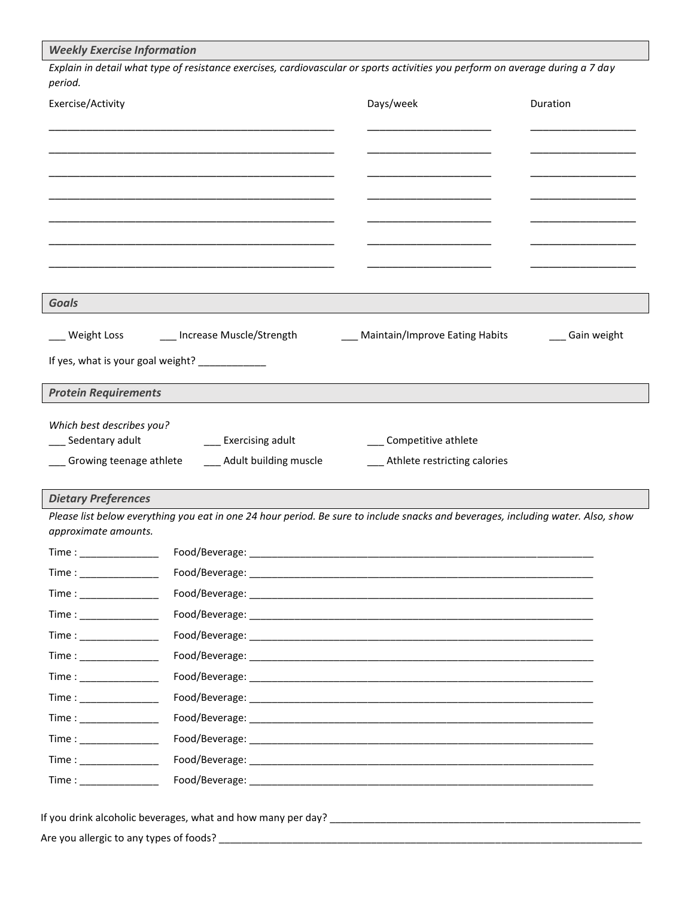## *Weekly Exercise Information*

*Explain in detail what type of resistance exercises, cardiovascular or sports activities you perform on average during a 7 day period.*

| Exercise/Activity | Days/week | Duration |
|---|---|---|
| ______________________________ | ______________ | ____________ |
| ______________________________ | ______________ | ____________ |
| ______________________________ | ______________ | ____________ |
| ______________________________ | ______________ | ____________ |
| ______________________________ | ______________ | ____________ |
| ______________________________ | ______________ | ____________ |
| ______________________________ | ______________ | ____________ |

## *Goals*

___ Weight Loss ___ Increase Muscle/Strength ___ Maintain/Improve Eating Habits ___ Gain weight

If yes, what is your goal weight? ____________

## *Protein Requirements*

*Which best describes you?*

___ Sedentary adult ___ Exercising adult ___ Competitive athlete

___ Growing teenage athlete ___ Adult building muscle ___ Athlete restricting calories

## *Dietary Preferences*

*Please list below everything you eat in one 24 hour period. Be sure to include snacks and beverages, including water. Also, show approximate amounts.*

Time : ______________ Food/Beverage: ________________________________________________

Time : ______________ Food/Beverage: ________________________________________________

Time : ______________ Food/Beverage: ________________________________________________

Time : ______________ Food/Beverage: ________________________________________________

Time : ______________ Food/Beverage: ________________________________________________

Time : ______________ Food/Beverage: ________________________________________________

Time : ______________ Food/Beverage: ________________________________________________

Time : ______________ Food/Beverage: ________________________________________________

Time : ______________ Food/Beverage: ________________________________________________

Time : ______________ Food/Beverage: ________________________________________________

Time : ______________ Food/Beverage: ________________________________________________

Time : ______________ Food/Beverage: ________________________________________________

If you drink alcoholic beverages, what and how many per day? ________________________________

Are you allergic to any types of foods? ________________________________________________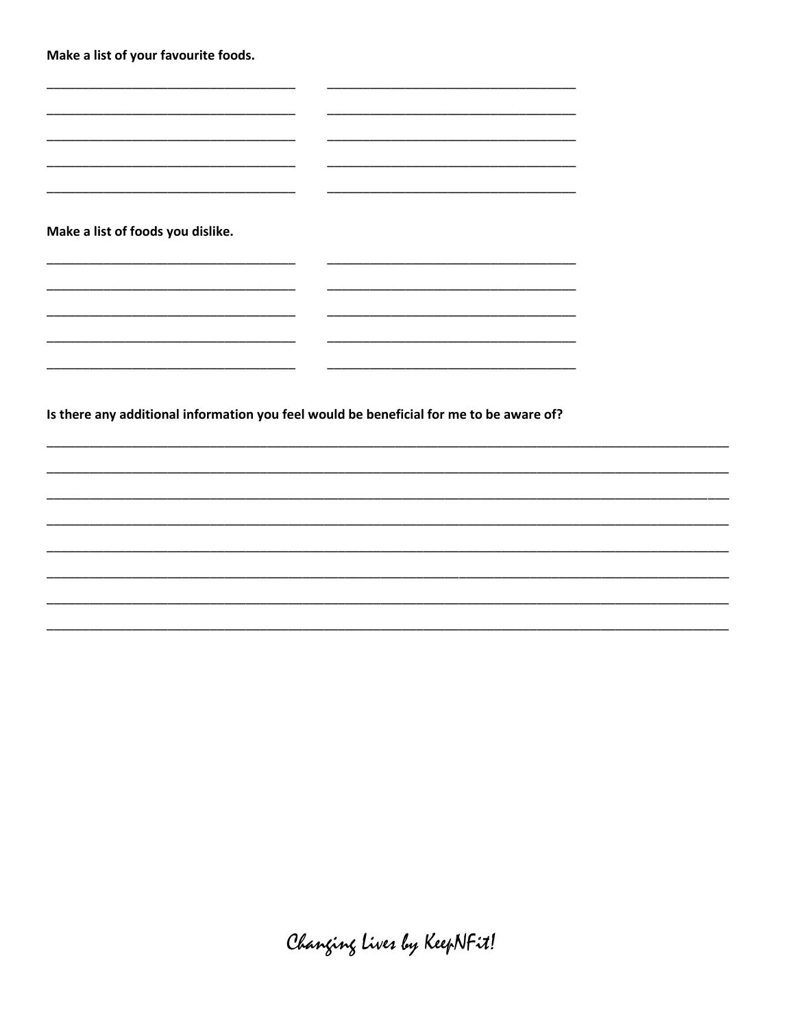**Make a list of your favourite foods.**

_________________________________ _________________________________

_________________________________ _________________________________

_________________________________ _________________________________

_________________________________ _________________________________

_________________________________ _________________________________

**Make a list of foods you dislike.**

_________________________________ _________________________________

_________________________________ _________________________________

_________________________________ _________________________________

_________________________________ _________________________________

_________________________________ _________________________________

**Is there any additional information you feel would be beneficial for me to be aware of?**

___________________________________________________________________________

___________________________________________________________________________

___________________________________________________________________________

___________________________________________________________________________

___________________________________________________________________________

___________________________________________________________________________

___________________________________________________________________________

___________________________________________________________________________

*Changing Lives by KeepNFit!*